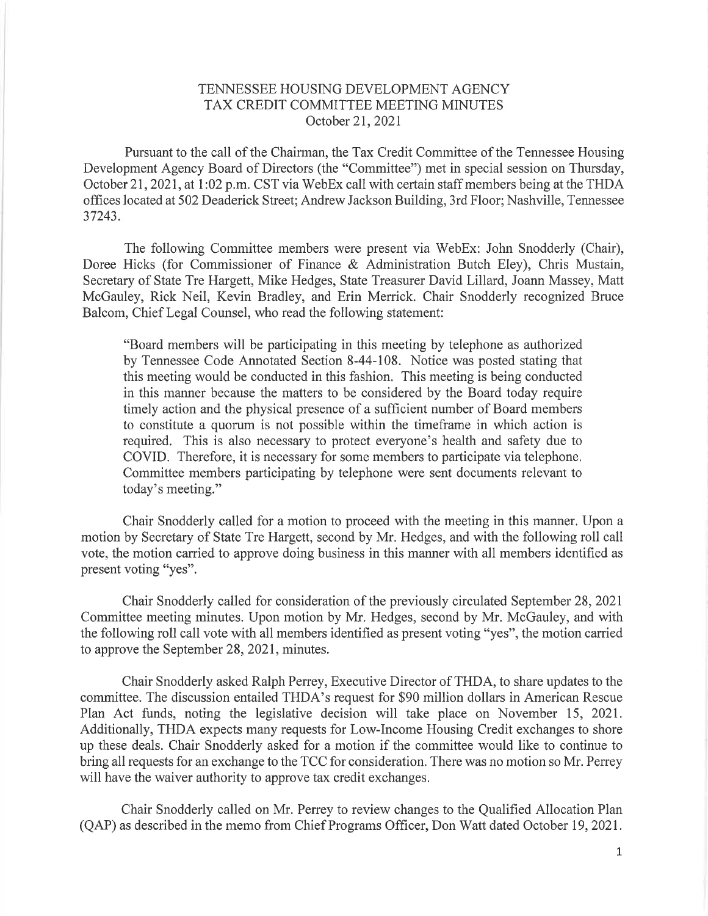# TENNESSEE HOUSING DEVELOPMENT AGENCY
## TAX CREDIT COMMITTEE MEETING MINUTES
### October 21, 2021

Pursuant to the call of the Chairman, the Tax Credit Committee of the Tennessee Housing Development Agency Board of Directors (the "Committee") met in special session on Thursday, October 21, 2021, at 1:02 p.m. CST via WebEx call with certain staff members being at the THDA offices located at 502 Deaderick Street; Andrew Jackson Building, 3rd Floor; Nashville, Tennessee 37243.

The following Committee members were present via WebEx: John Snodderly (Chair), Doree Hicks (for Commissioner of Finance & Administration Butch Eley), Chris Mustain, Secretary of State Tre Hargett, Mike Hedges, State Treasurer David Lillard, Joann Massey, Matt McGauley, Rick Neil, Kevin Bradley, and Erin Merrick. Chair Snodderly recognized Bruce Balcom, Chief Legal Counsel, who read the following statement:

> "Board members will be participating in this meeting by telephone as authorized by Tennessee Code Annotated Section 8-44-108. Notice was posted stating that this meeting would be conducted in this fashion. This meeting is being conducted in this manner because the matters to be considered by the Board today require timely action and the physical presence of a sufficient number of Board members to constitute a quorum is not possible within the timeframe in which action is required. This is also necessary to protect everyone's health and safety due to COVID. Therefore, it is necessary for some members to participate via telephone. Committee members participating by telephone were sent documents relevant to today's meeting."

Chair Snodderly called for a motion to proceed with the meeting in this manner. Upon a motion by Secretary of State Tre Hargett, second by Mr. Hedges, and with the following roll call vote, the motion carried to approve doing business in this manner with all members identified as present voting "yes".

Chair Snodderly called for consideration of the previously circulated September 28, 2021 Committee meeting minutes. Upon motion by Mr. Hedges, second by Mr. McGauley, and with the following roll call vote with all members identified as present voting "yes", the motion carried to approve the September 28, 2021, minutes.

Chair Snodderly asked Ralph Perrey, Executive Director of THDA, to share updates to the committee. The discussion entailed THDA's request for $90 million dollars in American Rescue Plan Act funds, noting the legislative decision will take place on November 15, 2021. Additionally, THDA expects many requests for Low-Income Housing Credit exchanges to shore up these deals. Chair Snodderly asked for a motion if the committee would like to continue to bring all requests for an exchange to the TCC for consideration. There was no motion so Mr. Perrey will have the waiver authority to approve tax credit exchanges.

Chair Snodderly called on Mr. Perrey to review changes to the Qualified Allocation Plan (QAP) as described in the memo from Chief Programs Officer, Don Watt dated October 19, 2021.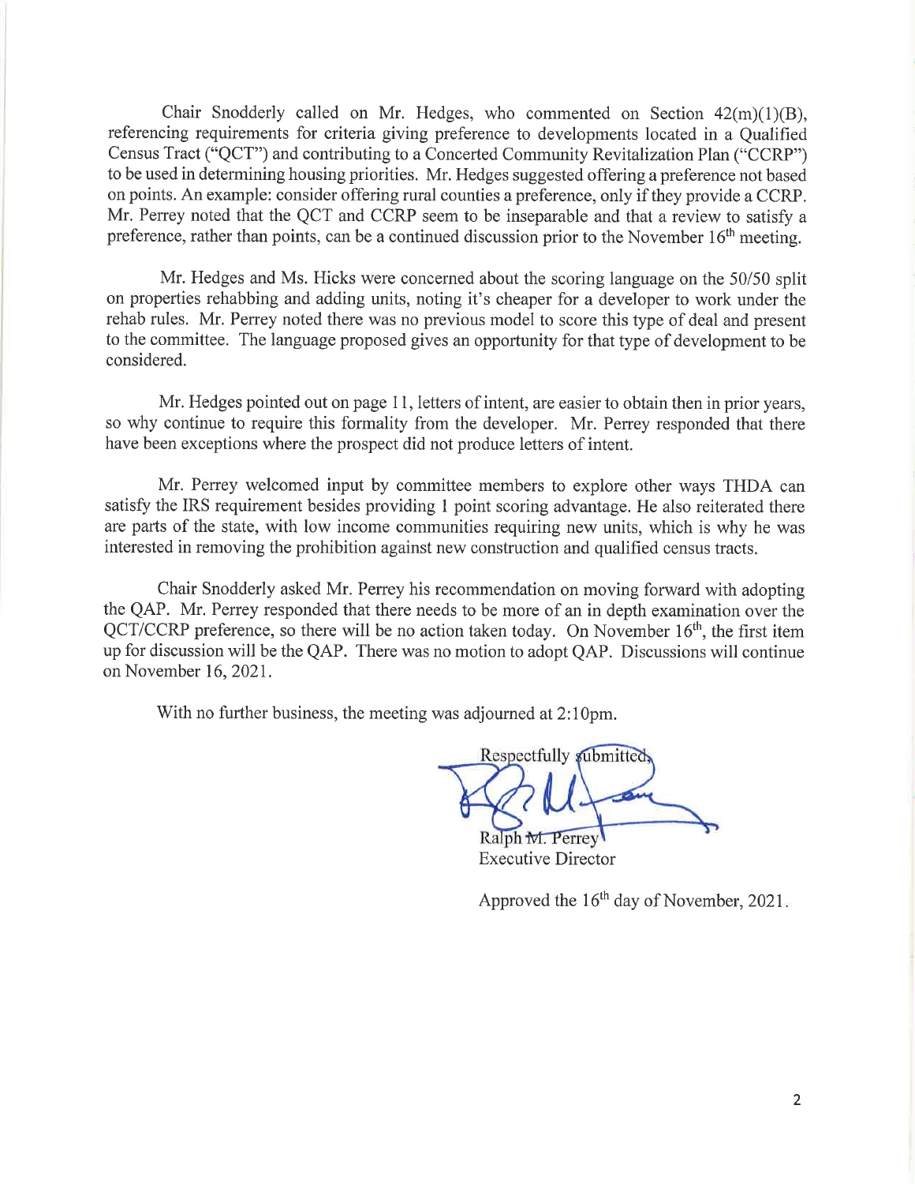Chair Snodderly called on Mr. Hedges, who commented on Section 42(m)(1)(B), referencing requirements for criteria giving preference to developments located in a Qualified Census Tract ("QCT") and contributing to a Concerted Community Revitalization Plan ("CCRP") to be used in determining housing priorities. Mr. Hedges suggested offering a preference not based on points. An example: consider offering rural counties a preference, only if they provide a CCRP. Mr. Perrey noted that the QCT and CCRP seem to be inseparable and that a review to satisfy a preference, rather than points, can be a continued discussion prior to the November 16th meeting.

Mr. Hedges and Ms. Hicks were concerned about the scoring language on the 50/50 split on properties rehabbing and adding units, noting it's cheaper for a developer to work under the rehab rules. Mr. Perrey noted there was no previous model to score this type of deal and present to the committee. The language proposed gives an opportunity for that type of development to be considered.

Mr. Hedges pointed out on page 11, letters of intent, are easier to obtain then in prior years, so why continue to require this formality from the developer. Mr. Perrey responded that there have been exceptions where the prospect did not produce letters of intent.

Mr. Perrey welcomed input by committee members to explore other ways THDA can satisfy the IRS requirement besides providing 1 point scoring advantage. He also reiterated there are parts of the state, with low income communities requiring new units, which is why he was interested in removing the prohibition against new construction and qualified census tracts.

Chair Snodderly asked Mr. Perrey his recommendation on moving forward with adopting the QAP. Mr. Perrey responded that there needs to be more of an in depth examination over the QCT/CCRP preference, so there will be no action taken today. On November 16th, the first item up for discussion will be the QAP. There was no motion to adopt QAP. Discussions will continue on November 16, 2021.

With no further business, the meeting was adjourned at 2:10pm.

Respectfully submitted,

Ralph M. Perrey
Executive Director

Approved the 16th day of November, 2021.